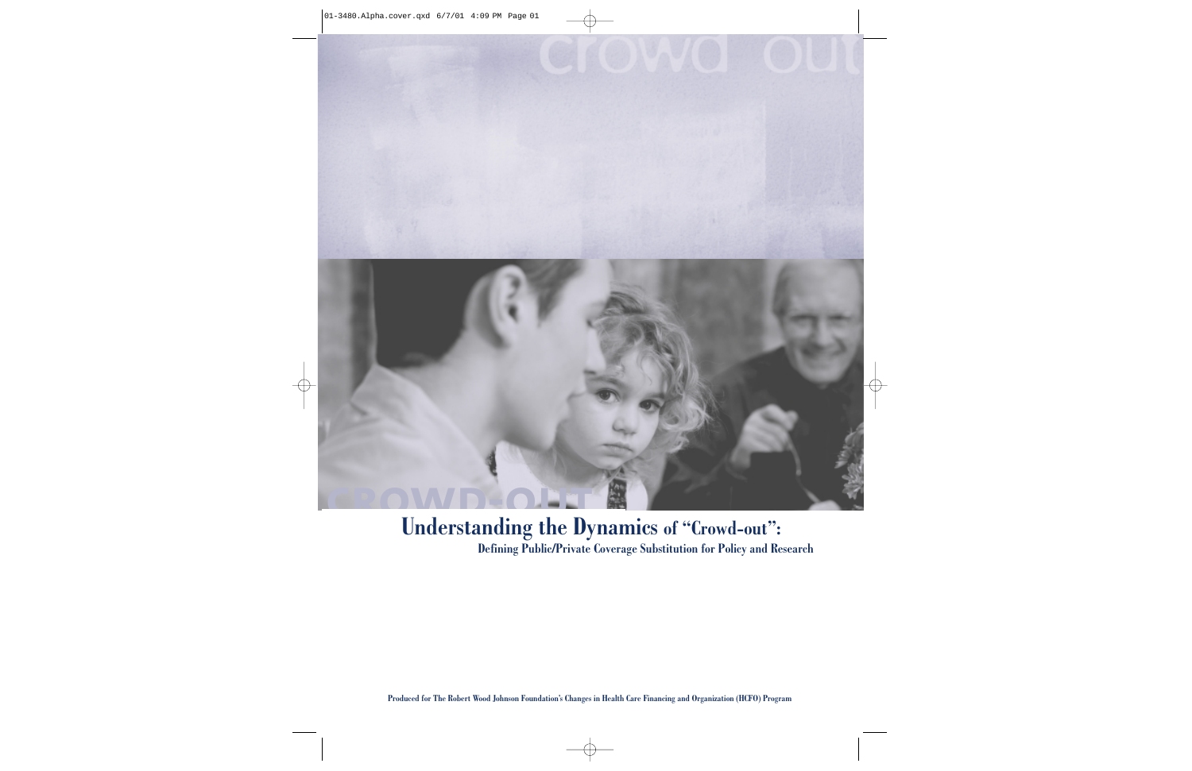# Understanding the Dynamics of "Crowd-out":

## Defining Public/Private Coverage Substitution for Policy and Research

Produced for The Robert Wood Johnson Foundation's Changes in Health Care Financing and Organization (HCFO) Program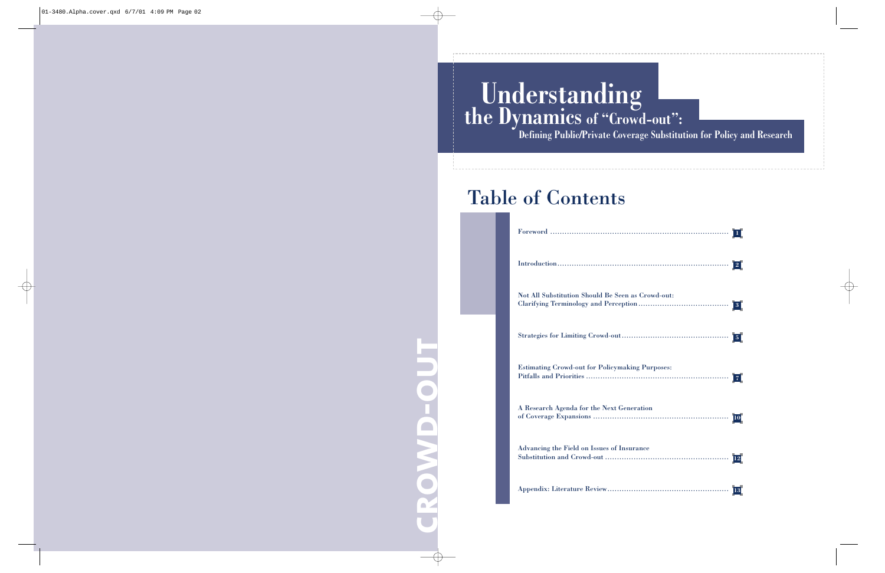# Understanding the Dynamics of "Crowd-out":

## Defining Public/Private Coverage Substitution for Policy and Research

CROWD-OUT

## Table of Contents

| | |
|---|---|
| Foreword | 1 |
| Introduction | 2 |
| Not All Substitution Should Be Seen as Crowd-out: Clarifying Terminology and Perception | 3 |
| Strategies for Limiting Crowd-out | 5 |
| Estimating Crowd-out for Policymaking Purposes: Pitfalls and Priorities | 7 |
| A Research Agenda for the Next Generation of Coverage Expansions | 10 |
| Advancing the Field on Issues of Insurance Substitution and Crowd-out | 12 |
| Appendix: Literature Review | 13 |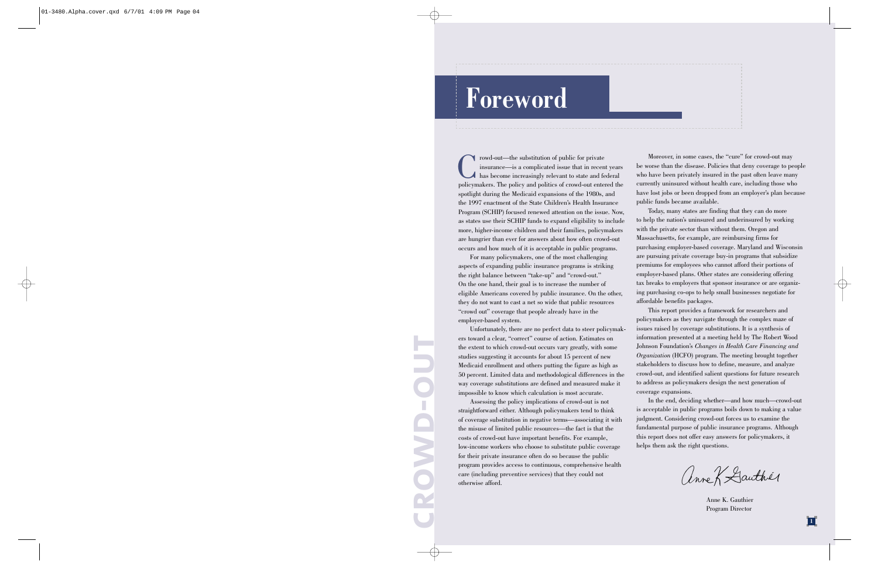# Foreword

Crowd-out—the substitution of public for private insurance—is a complicated issue that in recent years has become increasingly relevant to state and federal policymakers. The policy and politics of crowd-out entered the spotlight during the Medicaid expansions of the 1980s, and the 1997 enactment of the State Children's Health Insurance Program (SCHIP) focused renewed attention on the issue. Now, as states use their SCHIP funds to expand eligibility to include more, higher-income children and their families, policymakers are hungrier than ever for answers about how often crowd-out occurs and how much of it is acceptable in public programs.

For many policymakers, one of the most challenging aspects of expanding public insurance programs is striking the right balance between "take-up" and "crowd-out." On the one hand, their goal is to increase the number of eligible Americans covered by public insurance. On the other, they do not want to cast a net so wide that public resources "crowd out" coverage that people already have in the employer-based system.

Unfortunately, there are no perfect data to steer policymakers toward a clear, "correct" course of action. Estimates on the extent to which crowd-out occurs vary greatly, with some studies suggesting it accounts for about 15 percent of new Medicaid enrollment and others putting the figure as high as 50 percent. Limited data and methodological differences in the way coverage substitutions are defined and measured make it impossible to know which calculation is most accurate.

Assessing the policy implications of crowd-out is not straightforward either. Although policymakers tend to think of coverage substitution in negative terms—associating it with the misuse of limited public resources—the fact is that the costs of crowd-out have important benefits. For example, low-income workers who choose to substitute public coverage for their private insurance often do so because the public program provides access to continuous, comprehensive health care (including preventive services) that they could not otherwise afford.

Moreover, in some cases, the "cure" for crowd-out may be worse than the disease. Policies that deny coverage to people who have been privately insured in the past often leave many currently uninsured without health care, including those who have lost jobs or been dropped from an employer's plan because public funds became available.

Today, many states are finding that they can do more to help the nation's uninsured and underinsured by working with the private sector than without them. Oregon and Massachusetts, for example, are reimbursing firms for purchasing employer-based coverage. Maryland and Wisconsin are pursuing private coverage buy-in programs that subsidize premiums for employees who cannot afford their portions of employer-based plans. Other states are considering offering tax breaks to employers that sponsor insurance or are organizing purchasing co-ops to help small businesses negotiate for affordable benefits packages.

This report provides a framework for researchers and policymakers as they navigate through the complex maze of issues raised by coverage substitutions. It is a synthesis of information presented at a meeting held by The Robert Wood Johnson Foundation's *Changes in Health Care Financing and Organization* (HCFO) program. The meeting brought together stakeholders to discuss how to define, measure, and analyze crowd-out, and identified salient questions for future research to address as policymakers design the next generation of coverage expansions.

In the end, deciding whether—and how much—crowd-out is acceptable in public programs boils down to making a value judgment. Considering crowd-out forces us to examine the fundamental purpose of public insurance programs. Although this report does not offer easy answers for policymakers, it helps them ask the right questions.

Anne K. Gauthier
Program Director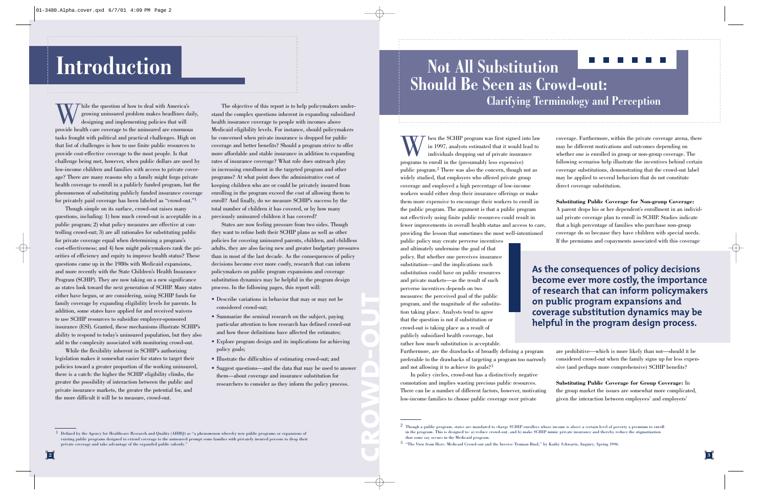# Introduction

While the question of how to deal with America's growing uninsured problem makes headlines daily, designing and implementing policies that will provide health care coverage to the uninsured are enormous tasks fraught with political and practical challenges. High on that list of challenges is how to use finite public resources to provide cost-effective coverage to the most people. Is that challenge being met, however, when public dollars are used by low-income children and families with access to private coverage? There are many reasons why a family might forgo private health coverage to enroll in a publicly funded program, but the phenomenon of substituting publicly funded insurance coverage for privately paid coverage has been labeled as "crowd-out."[1]

Though simple on its surface, crowd-out raises many questions, including: 1) how much crowd-out is acceptable in a public program; 2) what policy measures are effective at controlling crowd-out; 3) are all rationales for substituting public for private coverage equal when determining a program's cost-effectiveness; and 4) how might policymakers rank the priorities of efficiency and equity to improve health status? These questions came up in the 1980s with Medicaid expansions, and more recently with the State Children's Health Insurance Program (SCHIP). They are now taking on a new significance as states look toward the next generation of SCHIP. Many states either have begun, or are considering, using SCHIP funds for family coverage by expanding eligibility levels for parents. In addition, some states have applied for and received waivers to use SCHIP resources to subsidize employer-sponsored insurance (ESI). Granted, these mechanisms illustrate SCHIP's ability to respond to today's uninsured population, but they also add to the complexity associated with monitoring crowd-out.

While the flexibility inherent in SCHIP's authorizing legislation makes it somewhat easier for states to target their policies toward a greater proportion of the working uninsured, there is a catch: the higher the SCHIP eligibility climbs, the greater the possibility of interaction between the public and private insurance markets, the greater the potential for, and the more difficult it will be to measure, crowd-out.

The objective of this report is to help policymakers understand the complex questions inherent in expanding subsidized health insurance coverage to people with incomes above Medicaid eligibility levels. For instance, should policymakers be concerned when private insurance is dropped for public coverage and better benefits? Should a program strive to offer more affordable and stable insurance in addition to expanding rates of insurance coverage? What role does outreach play in increasing enrollment in the targeted program and other programs? At what point does the administrative cost of keeping children who are or could be privately insured from enrolling in the program exceed the cost of allowing them to enroll? And finally, do we measure SCHIP's success by the total number of children it has covered, or by how many previously uninsured children it has covered?

States are now feeling pressure from two sides. Though they want to refine both their SCHIP plans as well as other policies for covering uninsured parents, children, and childless adults, they are also facing new and greater budgetary pressures than in most of the last decade. As the consequences of policy decisions become ever more costly, research that can inform policymakers on public program expansions and coverage substitution dynamics may be helpful in the program design process. In the following pages, this report will:

- Describe variations in behavior that may or may not be considered crowd-out;
- Summarize the seminal research on the subject, paying particular attention to how research has defined crowd-out and how these definitions have affected the estimates;
- Explore program design and its implications for achieving policy goals;
- Illustrate the difficulties of estimating crowd-out; and
- Suggest questions—and the data that may be used to answer them—about coverage and insurance substitution for researchers to consider as they inform the policy process.

[1] Defined by the Agency for Healthcare Research and Quality (AHRQ) as "a phenomenon whereby new public programs or expansions of existing public programs designed to extend coverage to the uninsured prompt some families with privately insured persons to drop their private coverage and take advantage of the expanded public subsidy."

# Not All Substitution Should Be Seen as Crowd-out:

## Clarifying Terminology and Perception

When the SCHIP program was first signed into law in 1997, analysts estimated that it would lead to individuals dropping out of private insurance programs to enroll in the (presumably less expensive) public program.[2] There was also the concern, though not as widely studied, that employers who offered private group coverage and employed a high percentage of low-income workers would either drop their insurance offerings or make them more expensive to encourage their workers to enroll in the public program. The argument is that a public program not effectively using finite public resources could result in fewer improvements in overall health status and access to care, providing the lesson that sometimes the most well-intentioned public policy may create perverse incentives and ultimately undermine the goal of that policy. But whether one perceives insurance substitution—and the implications such substitution could have on public resources and private markets—as the result of such perverse incentives depends on two measures: the perceived goal of the public program, and the magnitude of the substitution taking place. Analysts tend to agree that the question is not if substitution or crowd-out is taking place as a result of publicly subsidized health coverage, but rather how much substitution is acceptable. Furthermore, are the drawbacks of broadly defining a program preferable to the drawbacks of targeting a program too narrowly and not allowing it to achieve its goals?[3]

In policy circles, crowd-out has a distinctively negative connotation and implies wasting precious public resources. There can be a number of different factors, however, motivating low-income families to choose public coverage over private coverage. Furthermore, within the private coverage arena, there may be different motivations and outcomes depending on whether one is enrolled in group or non-group coverage. The following scenarios help illustrate the incentives behind certain coverage substitutions, demonstrating that the crowd-out label may be applied to several behaviors that do not constitute direct coverage substitution.

**As the consequences of policy decisions become ever more costly, the importance of research that can inform policymakers on public program expansions and coverage substitution dynamics may be helpful in the program design process.**

**Substituting Public Coverage for Non-group Coverage:** A parent drops his or her dependent's enrollment in an individual private coverage plan to enroll in SCHIP. Studies indicate that a high percentage of families who purchase non-group coverage do so because they have children with special needs. If the premiums and copayments associated with this coverage are prohibitive—which is more likely than not—should it be considered crowd-out when the family signs up for less expensive (and perhaps more comprehensive) SCHIP benefits?

**Substituting Public Coverage for Group Coverage:** In the group market the issues are somewhat more complicated, given the interaction between employees' and employers'

[2] Though a public program, states are mandated to charge SCHIP enrollees whose income is above a certain level of poverty a premium to enroll in the program. This is designed to: a) reduce crowd-out, and b) make SCHIP mimic private insurance and thereby reduce the stigmatization that some say occurs in the Medicaid program.

[3] "The View from Here: Medicaid Crowd-out and the Inverse Truman Bind," by Kathy Schwartz, Inquiry, Spring 1996.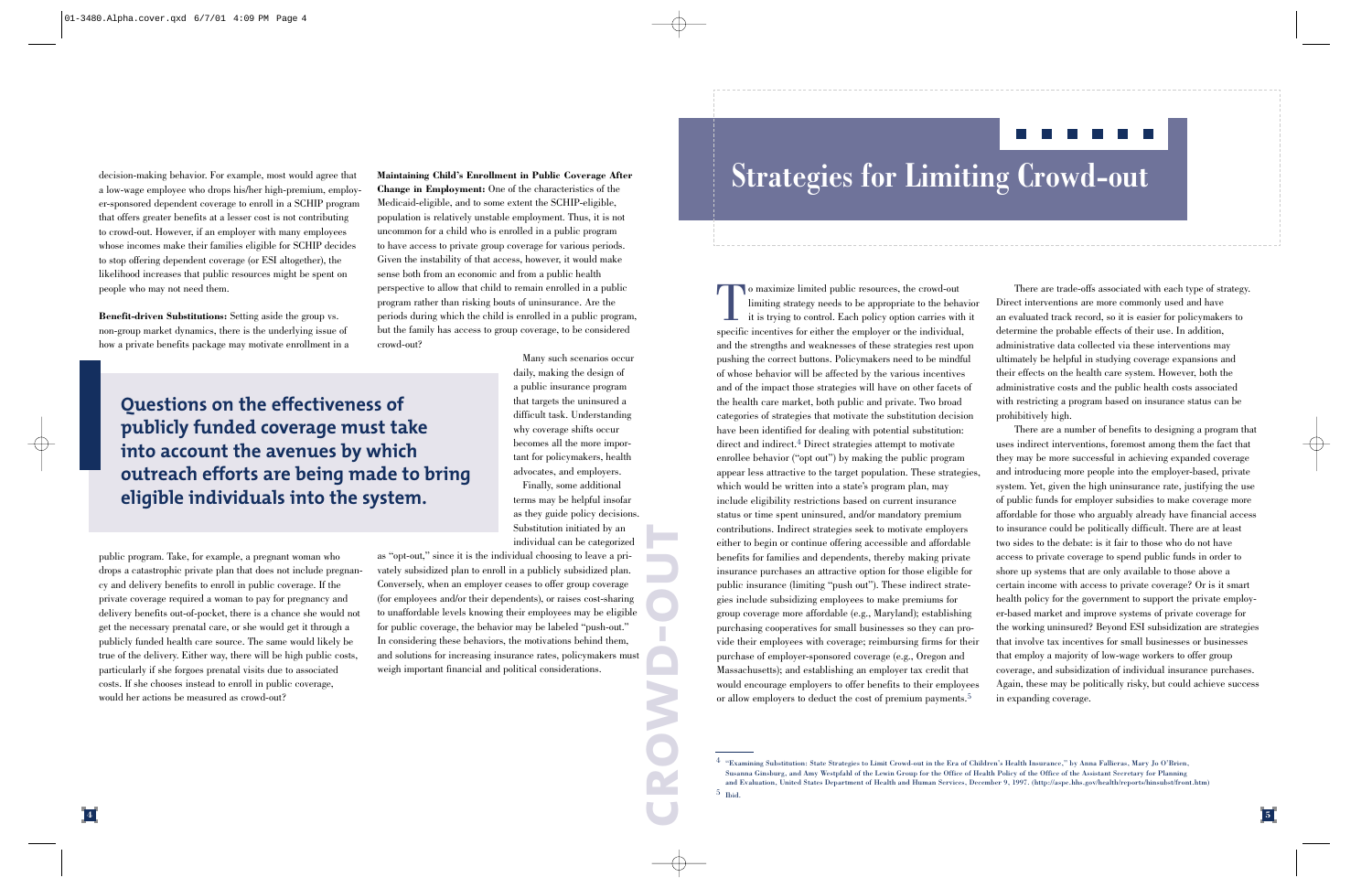decision-making behavior. For example, most would agree that a low-wage employee who drops his/her high-premium, employer-sponsored dependent coverage to enroll in a SCHIP program that offers greater benefits at a lesser cost is not contributing to crowd-out. However, if an employer with many employees whose incomes make their families eligible for SCHIP decides to stop offering dependent coverage (or ESI altogether), the likelihood increases that public resources might be spent on people who may not need them.

**Benefit-driven Substitutions:** Setting aside the group vs. non-group market dynamics, there is the underlying issue of how a private benefits package may motivate enrollment in a public program. Take, for example, a pregnant woman who drops a catastrophic private plan that does not include pregnancy and delivery benefits to enroll in public coverage. If the private coverage required a woman to pay for pregnancy and delivery benefits out-of-pocket, there is a chance she would not get the necessary prenatal care, or she would get it through a publicly funded health care source. The same would likely be true of the delivery. Either way, there will be high public costs, particularly if she forgoes prenatal visits due to associated costs. If she chooses instead to enroll in public coverage, would her actions be measured as crowd-out?

**Maintaining Child's Enrollment in Public Coverage After Change in Employment:** One of the characteristics of the Medicaid-eligible, and to some extent the SCHIP-eligible, population is relatively unstable employment. Thus, it is not uncommon for a child who is enrolled in a public program to have access to private group coverage for various periods. Given the instability of that access, however, it would make sense both from an economic and from a public health perspective to allow that child to remain enrolled in a public program rather than risking bouts of uninsurance. Are the periods during which the child is enrolled in a public program, but the family has access to group coverage, to be considered crowd-out?

**Questions on the effectiveness of publicly funded coverage must take into account the avenues by which outreach efforts are being made to bring eligible individuals into the system.**

Many such scenarios occur daily, making the design of a public insurance program that targets the uninsured a difficult task. Understanding why coverage shifts occur becomes all the more important for policymakers, health advocates, and employers.

Finally, some additional terms may be helpful insofar as they guide policy decisions. Substitution initiated by an individual can be categorized as "opt-out," since it is the individual choosing to leave a privately subsidized plan to enroll in a publicly subsidized plan. Conversely, when an employer ceases to offer group coverage (for employees and/or their dependents), or raises cost-sharing to unaffordable levels knowing their employees may be eligible for public coverage, the behavior may be labeled "push-out." In considering these behaviors, the motivations behind them, and solutions for increasing insurance rates, policymakers must weigh important financial and political considerations.

# Strategies for Limiting Crowd-out

To maximize limited public resources, the crowd-out limiting strategy needs to be appropriate to the behavior it is trying to control. Each policy option carries with it specific incentives for either the employer or the individual, and the strengths and weaknesses of these strategies rest upon pushing the correct buttons. Policymakers need to be mindful of whose behavior will be affected by the various incentives and of the impact those strategies will have on other facets of the health care market, both public and private. Two broad categories of strategies that motivate the substitution decision have been identified for dealing with potential substitution: direct and indirect.[4] Direct strategies attempt to motivate enrollee behavior ("opt out") by making the public program appear less attractive to the target population. These strategies, which would be written into a state's program plan, may include eligibility restrictions based on current insurance status or time spent uninsured, and/or mandatory premium contributions. Indirect strategies seek to motivate employers either to begin or continue offering accessible and affordable benefits for families and dependents, thereby making private insurance purchases an attractive option for those eligible for public insurance (limiting "push out"). These indirect strategies include subsidizing employees to make premiums for group coverage more affordable (e.g., Maryland); establishing purchasing cooperatives for small businesses so they can provide their employees with coverage; reimbursing firms for their purchase of employer-sponsored coverage (e.g., Oregon and Massachusetts); and establishing an employer tax credit that would encourage employers to offer benefits to their employees or allow employers to deduct the cost of premium payments.[5]

There are trade-offs associated with each type of strategy. Direct interventions are more commonly used and have an evaluated track record, so it is easier for policymakers to determine the probable effects of their use. In addition, administrative data collected via these interventions may ultimately be helpful in studying coverage expansions and their effects on the health care system. However, both the administrative costs and the public health costs associated with restricting a program based on insurance status can be prohibitively high.

There are a number of benefits to designing a program that uses indirect interventions, foremost among them the fact that they may be more successful in achieving expanded coverage and introducing more people into the employer-based, private system. Yet, given the high uninsurance rate, justifying the use of public funds for employer subsidies to make coverage more affordable for those who arguably already have financial access to insurance could be politically difficult. There are at least two sides to the debate: is it fair to those who do not have access to private coverage to spend public funds in order to shore up systems that are only available to those above a certain income with access to private coverage? Or is it smart health policy for the government to support the private employer-based market and improve systems of private coverage for the working uninsured? Beyond ESI subsidization are strategies that involve tax incentives for small businesses or businesses that employ a majority of low-wage workers to offer group coverage, and subsidization of individual insurance purchases. Again, these may be politically risky, but could achieve success in expanding coverage.

---

[4] "Examining Substitution: State Strategies to Limit Crowd-out in the Era of Children's Health Insurance," by Anna Fallieras, Mary Jo O'Brien, Susanna Ginsburg, and Amy Westpfahl of the Lewin Group for the Office of Health Policy of the Office of the Assistant Secretary for Planning and Evaluation, United States Department of Health and Human Services, December 9, 1997. (http://aspe.hhs.gov/health/reports/hinsubst/front.htm)

[5] Ibid.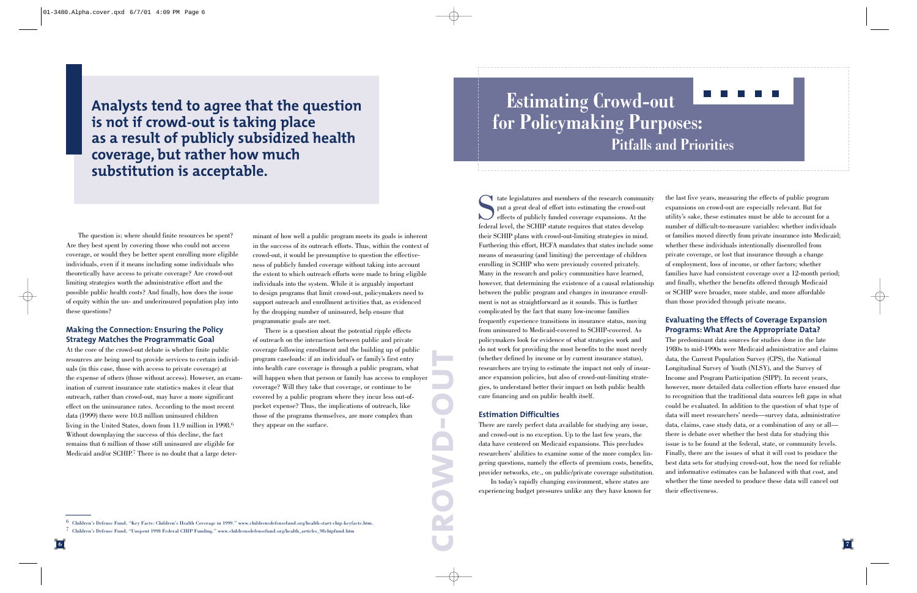**Analysts tend to agree that the question is not if crowd-out is taking place as a result of publicly subsidized health coverage, but rather how much substitution is acceptable.**

The question is: where should finite resources be spent? Are they best spent by covering those who could not access coverage, or would they be better spent enrolling more eligible individuals, even if it means including some individuals who theoretically have access to private coverage? Are crowd-out limiting strategies worth the administrative effort and the possible public health costs? And finally, how does the issue of equity within the un- and underinsured population play into these questions?

### Making the Connection: Ensuring the Policy Strategy Matches the Programmatic Goal

At the core of the crowd-out debate is whether finite public resources are being used to provide services to certain individuals (in this case, those with access to private coverage) at the expense of others (those without access). However, an examination of current insurance rate statistics makes it clear that outreach, rather than crowd-out, may have a more significant effect on the uninsurance rates. According to the most recent data (1999) there were 10.8 million uninsured children living in the United States, down from 11.9 million in 1998.[6] Without downplaying the success of this decline, the fact remains that 6 million of those still uninsured are eligible for Medicaid and/or SCHIP.[7] There is no doubt that a large determinant of how well a public program meets its goals is inherent in the success of its outreach efforts. Thus, within the context of crowd-out, it would be presumptive to question the effectiveness of publicly funded coverage without taking into account the extent to which outreach efforts were made to bring eligible individuals into the system. While it is arguably important to design programs that limit crowd-out, policymakers need to support outreach and enrollment activities that, as evidenced by the dropping number of uninsured, help ensure that programmatic goals are met.

There is a question about the potential ripple effects of outreach on the interaction between public and private coverage following enrollment and the building up of public program caseloads: if an individual's or family's first entry into health care coverage is through a public program, what will happen when that person or family has access to employer coverage? Will they take that coverage, or continue to be covered by a public program where they incur less out-of-pocket expense? Thus, the implications of outreach, like those of the programs themselves, are more complex than they appear on the surface.

# Estimating Crowd-out for Policymaking Purposes:

## Pitfalls and Priorities

State legislatures and members of the research community put a great deal of effort into estimating the crowd-out effects of publicly funded coverage expansions. At the federal level, the SCHIP statute requires that states develop their SCHIP plans with crowd-out-limiting strategies in mind. Furthering this effort, HCFA mandates that states include some means of measuring (and limiting) the percentage of children enrolling in SCHIP who were previously covered privately. Many in the research and policy communities have learned, however, that determining the existence of a causal relationship between the public program and changes in insurance enrollment is not as straightforward as it sounds. This is further complicated by the fact that many low-income families frequently experience transitions in insurance status, moving from uninsured to Medicaid-covered to SCHIP-covered. As policymakers look for evidence of what strategies work and do not work for providing the most benefits to the most needy (whether defined by income or by current insurance status), researchers are trying to estimate the impact not only of insurance expansion policies, but also of crowd-out-limiting strategies, to understand better their impact on both public health care financing and on public health itself.

### Estimation Difficulties

There are rarely perfect data available for studying any issue, and crowd-out is no exception. Up to the last few years, the data have centered on Medicaid expansions. This precludes researchers' abilities to examine some of the more complex lingering questions, namely the effects of premium costs, benefits, provider networks, etc., on public/private coverage substitution.

In today's rapidly changing environment, where states are experiencing budget pressures unlike any they have known for the last five years, measuring the effects of public program expansions on crowd-out are especially relevant. But for utility's sake, these estimates must be able to account for a number of difficult-to-measure variables: whether individuals or families moved directly from private insurance into Medicaid; whether these individuals intentionally disenrolled from private coverage, or lost that insurance through a change of employment, loss of income, or other factors; whether families have had consistent coverage over a 12-month period; and finally, whether the benefits offered through Medicaid or SCHIP were broader, more stable, and more affordable than those provided through private means.

### Evaluating the Effects of Coverage Expansion Programs: What Are the Appropriate Data?

The predominant data sources for studies done in the late 1980s to mid-1990s were Medicaid administrative and claims data, the Current Population Survey (CPS), the National Longitudinal Survey of Youth (NLSY), and the Survey of Income and Program Participation (SIPP). In recent years, however, more detailed data collection efforts have ensued due to recognition that the traditional data sources left gaps in what could be evaluated. In addition to the question of what type of data will meet researchers' needs—survey data, administrative data, claims, case study data, or a combination of any or all—there is debate over whether the best data for studying this issue is to be found at the federal, state, or community levels. Finally, there are the issues of what it will cost to produce the best data sets for studying crowd-out, how the need for reliable and informative estimates can be balanced with that cost, and whether the time needed to produce these data will cancel out their effectiveness.

---

[6] Children's Defense Fund, "Key Facts: Children's Health Coverage in 1999." www.childrensdefensefund.org/health-start-chip-keyfacts.htm.

[7] Children's Defense Fund, "Unspent 1998 Federal CHIP Funding." www.childrensdefensefund.org/health_articles_98chipfund.htm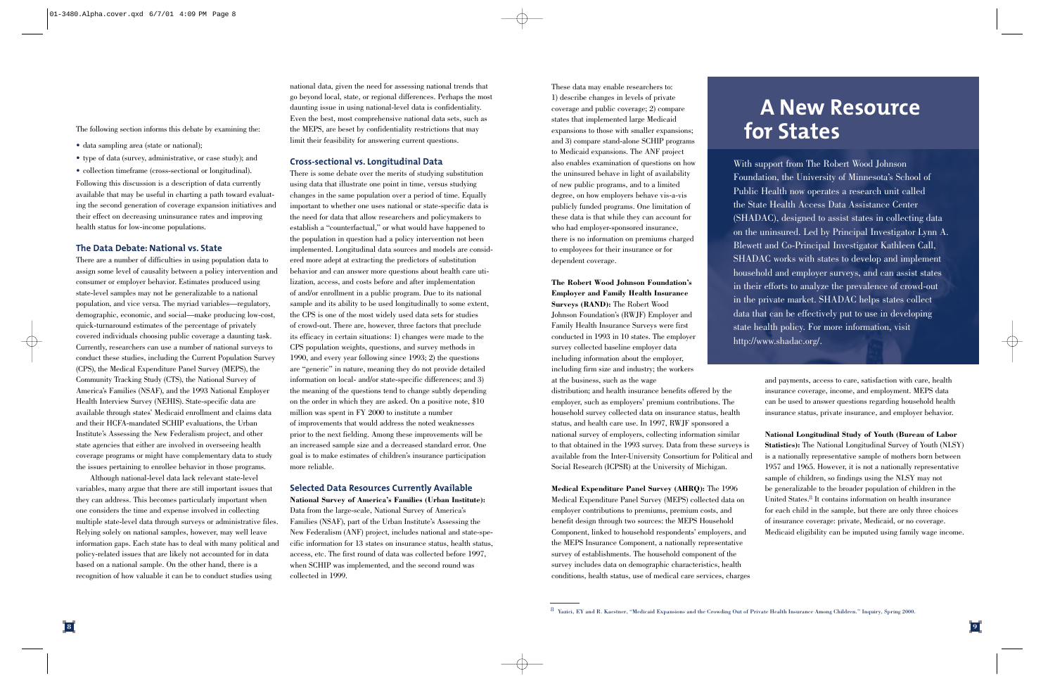The following section informs this debate by examining the:

- data sampling area (state or national);
- type of data (survey, administrative, or case study); and
- collection timeframe (cross-sectional or longitudinal).

Following this discussion is a description of data currently available that may be useful in charting a path toward evaluating the second generation of coverage expansion initiatives and their effect on decreasing uninsurance rates and improving health status for low-income populations.

## The Data Debate: National vs. State

There are a number of difficulties in using population data to assign some level of causality between a policy intervention and consumer or employer behavior. Estimates produced using state-level samples may not be generalizable to a national population, and vice versa. The myriad variables—regulatory, demographic, economic, and social—make producing low-cost, quick-turnaround estimates of the percentage of privately covered individuals choosing public coverage a daunting task. Currently, researchers can use a number of national surveys to conduct these studies, including the Current Population Survey (CPS), the Medical Expenditure Panel Survey (MEPS), the Community Tracking Study (CTS), the National Survey of America's Families (NSAF), and the 1993 National Employer Health Interview Survey (NEHIS). State-specific data are available through states' Medicaid enrollment and claims data and their HCFA-mandated SCHIP evaluations, the Urban Institute's Assessing the New Federalism project, and other state agencies that either are involved in overseeing health coverage programs or might have complementary data to study the issues pertaining to enrollee behavior in those programs.

Although national-level data lack relevant state-level variables, many argue that there are still important issues that they can address. This becomes particularly important when one considers the time and expense involved in collecting multiple state-level data through surveys or administrative files. Relying solely on national samples, however, may well leave information gaps. Each state has to deal with many political and policy-related issues that are likely not accounted for in data based on a national sample. On the other hand, there is a recognition of how valuable it can be to conduct studies using national data, given the need for assessing national trends that go beyond local, state, or regional differences. Perhaps the most daunting issue in using national-level data is confidentiality. Even the best, most comprehensive national data sets, such as the MEPS, are beset by confidentiality restrictions that may limit their feasibility for answering current questions.

## Cross-sectional vs. Longitudinal Data

There is some debate over the merits of studying substitution using data that illustrate one point in time, versus studying changes in the same population over a period of time. Equally important to whether one uses national or state-specific data is the need for data that allow researchers and policymakers to establish a "counterfactual," or what would have happened to the population in question had a policy intervention not been implemented. Longitudinal data sources and models are considered more adept at extracting the predictors of substitution behavior and can answer more questions about health care utilization, access, and costs before and after implementation of and/or enrollment in a public program. Due to its national sample and its ability to be used longitudinally to some extent, the CPS is one of the most widely used data sets for studies of crowd-out. There are, however, three factors that preclude its efficacy in certain situations: 1) changes were made to the CPS population weights, questions, and survey methods in 1990, and every year following since 1993; 2) the questions are "generic" in nature, meaning they do not provide detailed information on local- and/or state-specific differences; and 3) the meaning of the questions tend to change subtly depending on the order in which they are asked. On a positive note, $10 million was spent in FY 2000 to institute a number of improvements that would address the noted weaknesses prior to the next fielding. Among these improvements will be an increased sample size and a decreased standard error. One goal is to make estimates of children's insurance participation more reliable.

## Selected Data Resources Currently Available

**National Survey of America's Families (Urban Institute):** Data from the large-scale, National Survey of America's Families (NSAF), part of the Urban Institute's Assessing the New Federalism (ANF) project, includes national and state-specific information for 13 states on insurance status, health status, access, etc. The first round of data was collected before 1997, when SCHIP was implemented, and the second round was collected in 1999.

These data may enable researchers to: 1) describe changes in levels of private coverage and public coverage; 2) compare states that implemented large Medicaid expansions to those with smaller expansions; and 3) compare stand-alone SCHIP programs to Medicaid expansions. The ANF project also enables examination of questions on how the uninsured behave in light of availability of new public programs, and to a limited degree, on how employers behave vis-a-vis publicly funded programs. One limitation of these data is that while they can account for who had employer-sponsored insurance, there is no information on premiums charged to employees for their insurance or for dependent coverage.

**The Robert Wood Johnson Foundation's Employer and Family Health Insurance Surveys (RAND):** The Robert Wood Johnson Foundation's (RWJF) Employer and Family Health Insurance Surveys were first conducted in 1993 in 10 states. The employer survey collected baseline employer data including information about the employer, including firm size and industry; the workers at the business, such as the wage distribution; and health insurance benefits offered by the employer, such as employers' premium contributions. The household survey collected data on insurance status, health status, and health care use. In 1997, RWJF sponsored a national survey of employers, collecting information similar to that obtained in the 1993 survey. Data from these surveys is available from the Inter-University Consortium for Political and Social Research (ICPSR) at the University of Michigan.

**Medical Expenditure Panel Survey (AHRQ):** The 1996 Medical Expenditure Panel Survey (MEPS) collected data on employer contributions to premiums, premium costs, and benefit design through two sources: the MEPS Household Component, linked to household respondents' employers, and the MEPS Insurance Component, a nationally representative survey of establishments. The household component of the survey includes data on demographic characteristics, health conditions, health status, use of medical care services, charges and payments, access to care, satisfaction with care, health insurance coverage, income, and employment. MEPS data can be used to answer questions regarding household health insurance status, private insurance, and employer behavior.

**National Longitudinal Study of Youth (Bureau of Labor Statistics):** The National Longitudinal Survey of Youth (NLSY) is a nationally representative sample of mothers born between 1957 and 1965. However, it is not a nationally representative sample of children, so findings using the NLSY may not be generalizable to the broader population of children in the United States.[8] It contains information on health insurance for each child in the sample, but there are only three choices of insurance coverage: private, Medicaid, or no coverage. Medicaid eligibility can be imputed using family wage income.

# A New Resource for States

With support from The Robert Wood Johnson Foundation, the University of Minnesota's School of Public Health now operates a research unit called the State Health Access Data Assistance Center (SHADAC), designed to assist states in collecting data on the uninsured. Led by Principal Investigator Lynn A. Blewett and Co-Principal Investigator Kathleen Call, SHADAC works with states to develop and implement household and employer surveys, and can assist states in their efforts to analyze the prevalence of crowd-out in the private market. SHADAC helps states collect data that can be effectively put to use in developing state health policy. For more information, visit http://www.shadac.org/.

---

[8] Yazici, EY and R. Kaestner, "Medicaid Expansions and the Crowding Out of Private Health Insurance Among Children." Inquiry, Spring 2000.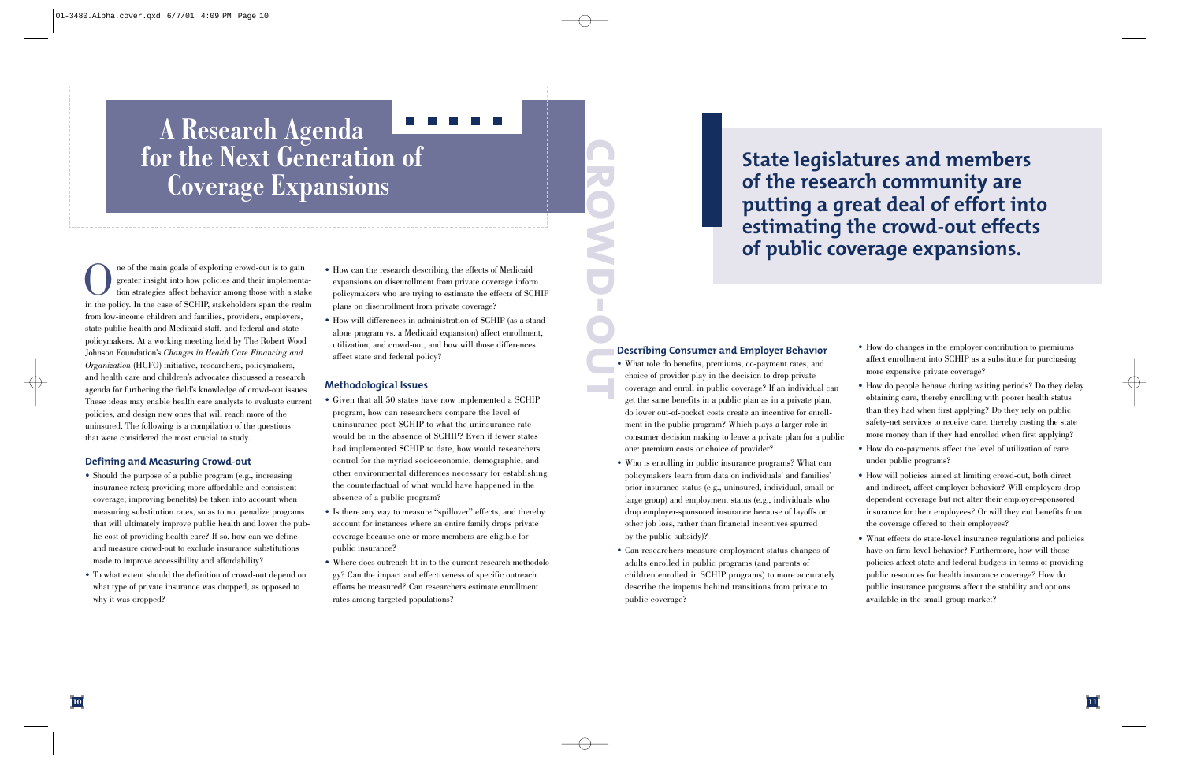# A Research Agenda for the Next Generation of Coverage Expansions

One of the main goals of exploring crowd-out is to gain greater insight into how policies and their implementation strategies affect behavior among those with a stake in the policy. In the case of SCHIP, stakeholders span the realm from low-income children and families, providers, employers, state public health and Medicaid staff, and federal and state policymakers. At a working meeting held by The Robert Wood Johnson Foundation's *Changes in Health Care Financing and Organization* (HCFO) initiative, researchers, policymakers, and health care and children's advocates discussed a research agenda for furthering the field's knowledge of crowd-out issues. These ideas may enable health care analysts to evaluate current policies, and design new ones that will reach more of the uninsured. The following is a compilation of the questions that were considered the most crucial to study.

### Defining and Measuring Crowd-out

- Should the purpose of a public program (e.g., increasing insurance rates; providing more affordable and consistent coverage; improving benefits) be taken into account when measuring substitution rates, so as to not penalize programs that will ultimately improve public health and lower the public cost of providing health care? If so, how can we define and measure crowd-out to exclude insurance substitutions made to improve accessibility and affordability?
- To what extent should the definition of crowd-out depend on what type of private insurance was dropped, as opposed to why it was dropped?
- How can the research describing the effects of Medicaid expansions on disenrollment from private coverage inform policymakers who are trying to estimate the effects of SCHIP plans on disenrollment from private coverage?
- How will differences in administration of SCHIP (as a stand-alone program vs. a Medicaid expansion) affect enrollment, utilization, and crowd-out, and how will those differences affect state and federal policy?

### Methodological Issues

- Given that all 50 states have now implemented a SCHIP program, how can researchers compare the level of uninsurance post-SCHIP to what the uninsurance rate would be in the absence of SCHIP? Even if fewer states had implemented SCHIP to date, how would researchers control for the myriad socioeconomic, demographic, and other environmental differences necessary for establishing the counterfactual of what would have happened in the absence of a public program?
- Is there any way to measure "spillover" effects, and thereby account for instances where an entire family drops private coverage because one or more members are eligible for public insurance?
- Where does outreach fit in to the current research methodology? Can the impact and effectiveness of specific outreach efforts be measured? Can researchers estimate enrollment rates among targeted populations?

**State legislatures and members of the research community are putting a great deal of effort into estimating the crowd-out effects of public coverage expansions.**

### Describing Consumer and Employer Behavior

- What role do benefits, premiums, co-payment rates, and choice of provider play in the decision to drop private coverage and enroll in public coverage? If an individual can get the same benefits in a public plan as in a private plan, do lower out-of-pocket costs create an incentive for enrollment in the public program? Which plays a larger role in consumer decision making to leave a private plan for a public one: premium costs or choice of provider?
- Who is enrolling in public insurance programs? What can policymakers learn from data on individuals' and families' prior insurance status (e.g., uninsured, individual, small or large group) and employment status (e.g., individuals who drop employer-sponsored insurance because of layoffs or other job loss, rather than financial incentives spurred by the public subsidy)?
- Can researchers measure employment status changes of adults enrolled in public programs (and parents of children enrolled in SCHIP programs) to more accurately describe the impetus behind transitions from private to public coverage?
- How do changes in the employer contribution to premiums affect enrollment into SCHIP as a substitute for purchasing more expensive private coverage?
- How do people behave during waiting periods? Do they delay obtaining care, thereby enrolling with poorer health status than they had when first applying? Do they rely on public safety-net services to receive care, thereby costing the state more money than if they had enrolled when first applying?
- How do co-payments affect the level of utilization of care under public programs?
- How will policies aimed at limiting crowd-out, both direct and indirect, affect employer behavior? Will employers drop dependent coverage but not alter their employer-sponsored insurance for their employees? Or will they cut benefits from the coverage offered to their employees?
- What effects do state-level insurance regulations and policies have on firm-level behavior? Furthermore, how will those policies affect state and federal budgets in terms of providing public resources for health insurance coverage? How do public insurance programs affect the stability and options available in the small-group market?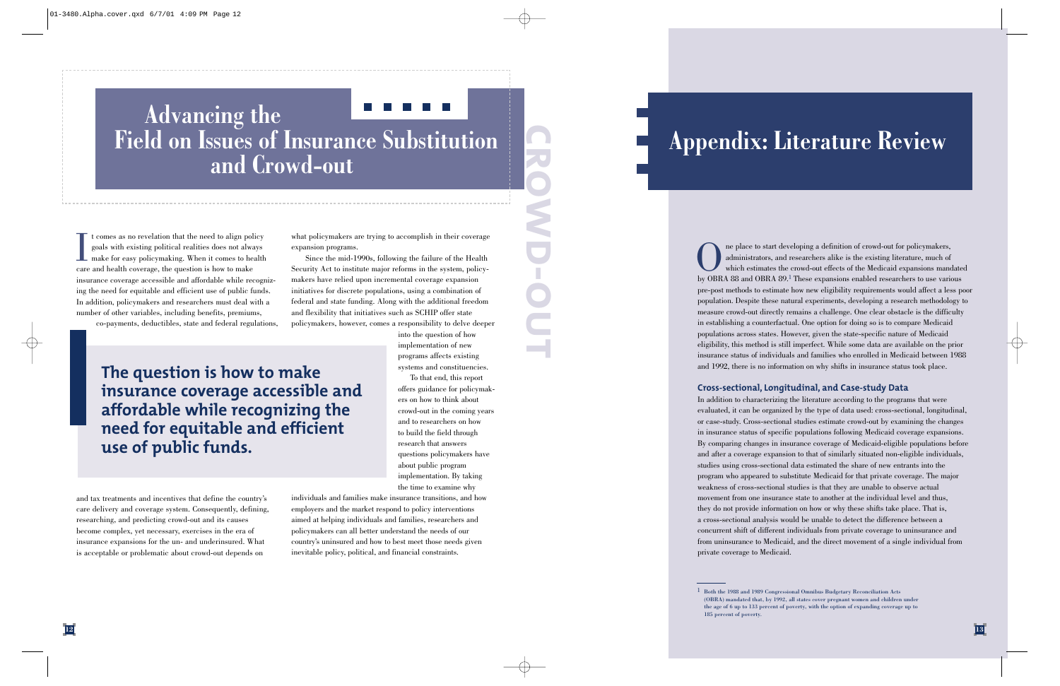# Advancing the Field on Issues of Insurance Substitution and Crowd-out

It comes as no revelation that the need to align policy goals with existing political realities does not always make for easy policymaking. When it comes to health care and health coverage, the question is how to make insurance coverage accessible and affordable while recognizing the need for equitable and efficient use of public funds. In addition, policymakers and researchers must deal with a number of other variables, including benefits, premiums, co-payments, deductibles, state and federal regulations, and tax treatments and incentives that define the country's care delivery and coverage system. Consequently, defining, researching, and predicting crowd-out and its causes become complex, yet necessary, exercises in the era of insurance expansions for the un- and underinsured. What is acceptable or problematic about crowd-out depends on what policymakers are trying to accomplish in their coverage expansion programs.

**The question is how to make insurance coverage accessible and affordable while recognizing the need for equitable and efficient use of public funds.**

Since the mid-1990s, following the failure of the Health Security Act to institute major reforms in the system, policymakers have relied upon incremental coverage expansion initiatives for discrete populations, using a combination of federal and state funding. Along with the additional freedom and flexibility that initiatives such as SCHIP offer state policymakers, however, comes a responsibility to delve deeper into the question of how implementation of new programs affects existing systems and constituencies.

To that end, this report offers guidance for policymakers on how to think about crowd-out in the coming years and to researchers on how to build the field through research that answers questions policymakers have about public program implementation. By taking the time to examine why individuals and families make insurance transitions, and how employers and the market respond to policy interventions aimed at helping individuals and families, researchers and policymakers can all better understand the needs of our country's uninsured and how to best meet those needs given inevitable policy, political, and financial constraints.

# Appendix: Literature Review

One place to start developing a definition of crowd-out for policymakers, administrators, and researchers alike is the existing literature, much of which estimates the crowd-out effects of the Medicaid expansions mandated by OBRA 88 and OBRA 89.[1] These expansions enabled researchers to use various pre-post methods to estimate how new eligibility requirements would affect a less poor population. Despite these natural experiments, developing a research methodology to measure crowd-out directly remains a challenge. One clear obstacle is the difficulty in establishing a counterfactual. One option for doing so is to compare Medicaid populations across states. However, given the state-specific nature of Medicaid eligibility, this method is still imperfect. While some data are available on the prior insurance status of individuals and families who enrolled in Medicaid between 1988 and 1992, there is no information on why shifts in insurance status took place.

### Cross-sectional, Longitudinal, and Case-study Data

In addition to characterizing the literature according to the programs that were evaluated, it can be organized by the type of data used: cross-sectional, longitudinal, or case-study. Cross-sectional studies estimate crowd-out by examining the changes in insurance status of specific populations following Medicaid coverage expansions. By comparing changes in insurance coverage of Medicaid-eligible populations before and after a coverage expansion to that of similarly situated non-eligible individuals, studies using cross-sectional data estimated the share of new entrants into the program who appeared to substitute Medicaid for that private coverage. The major weakness of cross-sectional studies is that they are unable to observe actual movement from one insurance state to another at the individual level and thus, they do not provide information on how or why these shifts take place. That is, a cross-sectional analysis would be unable to detect the difference between a concurrent shift of different individuals from private coverage to uninsurance and from uninsurance to Medicaid, and the direct movement of a single individual from private coverage to Medicaid.

[1] Both the 1988 and 1989 Congressional Omnibus Budgetary Reconciliation Acts (OBRA) mandated that, by 1992, all states cover pregnant women and children under the age of 6 up to 133 percent of poverty, with the option of expanding coverage up to 185 percent of poverty.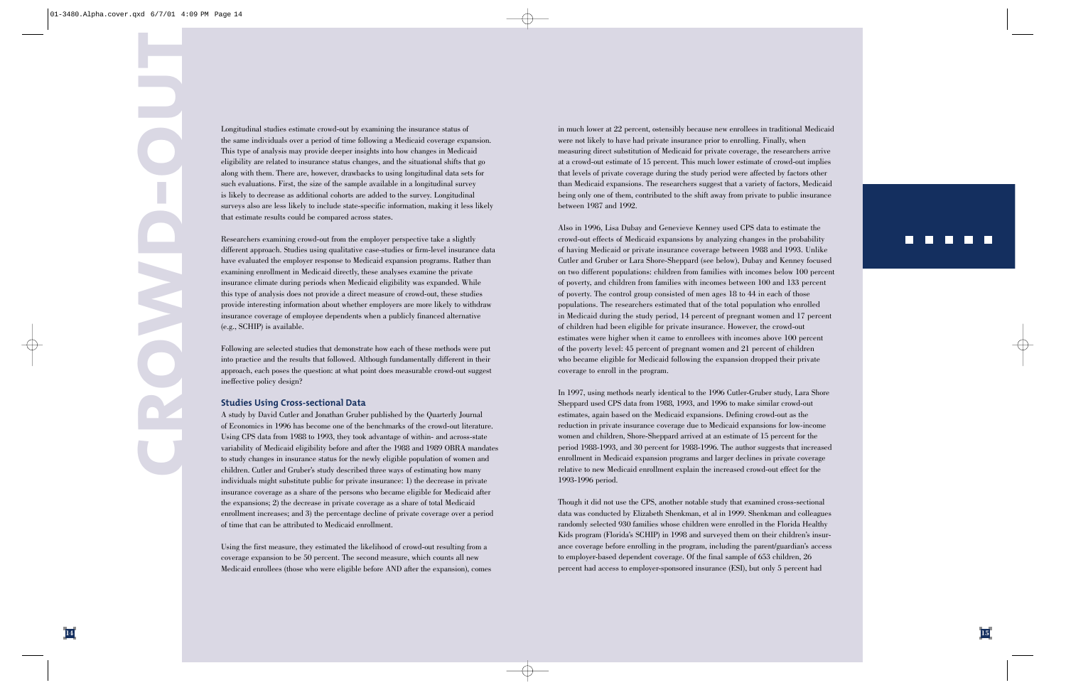Longitudinal studies estimate crowd-out by examining the insurance status of the same individuals over a period of time following a Medicaid coverage expansion. This type of analysis may provide deeper insights into how changes in Medicaid eligibility are related to insurance status changes, and the situational shifts that go along with them. There are, however, drawbacks to using longitudinal data sets for such evaluations. First, the size of the sample available in a longitudinal survey is likely to decrease as additional cohorts are added to the survey. Longitudinal surveys also are less likely to include state-specific information, making it less likely that estimate results could be compared across states.

Researchers examining crowd-out from the employer perspective take a slightly different approach. Studies using qualitative case-studies or firm-level insurance data have evaluated the employer response to Medicaid expansion programs. Rather than examining enrollment in Medicaid directly, these analyses examine the private insurance climate during periods when Medicaid eligibility was expanded. While this type of analysis does not provide a direct measure of crowd-out, these studies provide interesting information about whether employers are more likely to withdraw insurance coverage of employee dependents when a publicly financed alternative (e.g., SCHIP) is available.

Following are selected studies that demonstrate how each of these methods were put into practice and the results that followed. Although fundamentally different in their approach, each poses the question: at what point does measurable crowd-out suggest ineffective policy design?

### Studies Using Cross-sectional Data

A study by David Cutler and Jonathan Gruber published by the Quarterly Journal of Economics in 1996 has become one of the benchmarks of the crowd-out literature. Using CPS data from 1988 to 1993, they took advantage of within- and across-state variability of Medicaid eligibility before and after the 1988 and 1989 OBRA mandates to study changes in insurance status for the newly eligible population of women and children. Cutler and Gruber's study described three ways of estimating how many individuals might substitute public for private insurance: 1) the decrease in private insurance coverage as a share of the persons who became eligible for Medicaid after the expansions; 2) the decrease in private coverage as a share of total Medicaid enrollment increases; and 3) the percentage decline of private coverage over a period of time that can be attributed to Medicaid enrollment.

Using the first measure, they estimated the likelihood of crowd-out resulting from a coverage expansion to be 50 percent. The second measure, which counts all new Medicaid enrollees (those who were eligible before AND after the expansion), comes in much lower at 22 percent, ostensibly because new enrollees in traditional Medicaid were not likely to have had private insurance prior to enrolling. Finally, when measuring direct substitution of Medicaid for private coverage, the researchers arrive at a crowd-out estimate of 15 percent. This much lower estimate of crowd-out implies that levels of private coverage during the study period were affected by factors other than Medicaid expansions. The researchers suggest that a variety of factors, Medicaid being only one of them, contributed to the shift away from private to public insurance between 1987 and 1992.

Also in 1996, Lisa Dubay and Genevieve Kenney used CPS data to estimate the crowd-out effects of Medicaid expansions by analyzing changes in the probability of having Medicaid or private insurance coverage between 1988 and 1993. Unlike Cutler and Gruber or Lara Shore-Sheppard (see below), Dubay and Kenney focused on two different populations: children from families with incomes below 100 percent of poverty, and children from families with incomes between 100 and 133 percent of poverty. The control group consisted of men ages 18 to 44 in each of those populations. The researchers estimated that of the total population who enrolled in Medicaid during the study period, 14 percent of pregnant women and 17 percent of children had been eligible for private insurance. However, the crowd-out estimates were higher when it came to enrollees with incomes above 100 percent of the poverty level: 45 percent of pregnant women and 21 percent of children who became eligible for Medicaid following the expansion dropped their private coverage to enroll in the program.

In 1997, using methods nearly identical to the 1996 Cutler-Gruber study, Lara Shore Sheppard used CPS data from 1988, 1993, and 1996 to make similar crowd-out estimates, again based on the Medicaid expansions. Defining crowd-out as the reduction in private insurance coverage due to Medicaid expansions for low-income women and children, Shore-Sheppard arrived at an estimate of 15 percent for the period 1988-1993, and 30 percent for 1988-1996. The author suggests that increased enrollment in Medicaid expansion programs and larger declines in private coverage relative to new Medicaid enrollment explain the increased crowd-out effect for the 1993-1996 period.

Though it did not use the CPS, another notable study that examined cross-sectional data was conducted by Elizabeth Shenkman, et al in 1999. Shenkman and colleagues randomly selected 930 families whose children were enrolled in the Florida Healthy Kids program (Florida's SCHIP) in 1998 and surveyed them on their children's insurance coverage before enrolling in the program, including the parent/guardian's access to employer-based dependent coverage. Of the final sample of 653 children, 26 percent had access to employer-sponsored insurance (ESI), but only 5 percent had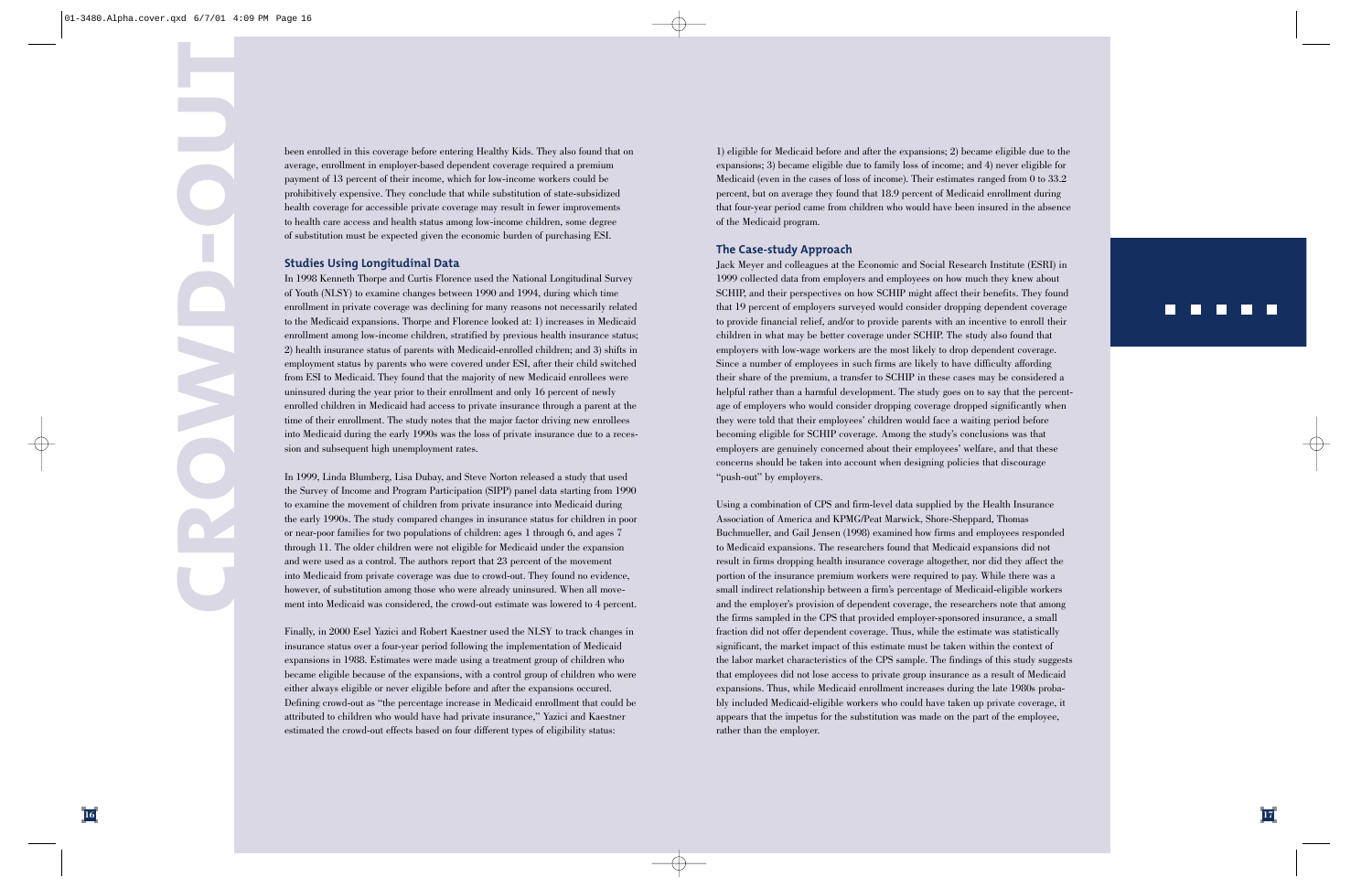been enrolled in this coverage before entering Healthy Kids. They also found that on average, enrollment in employer-based dependent coverage required a premium payment of 13 percent of their income, which for low-income workers could be prohibitively expensive. They conclude that while substitution of state-subsidized health coverage for accessible private coverage may result in fewer improvements to health care access and health status among low-income children, some degree of substitution must be expected given the economic burden of purchasing ESI.

### Studies Using Longitudinal Data

In 1998 Kenneth Thorpe and Curtis Florence used the National Longitudinal Survey of Youth (NLSY) to examine changes between 1990 and 1994, during which time enrollment in private coverage was declining for many reasons not necessarily related to the Medicaid expansions. Thorpe and Florence looked at: 1) increases in Medicaid enrollment among low-income children, stratified by previous health insurance status; 2) health insurance status of parents with Medicaid-enrolled children; and 3) shifts in employment status by parents who were covered under ESI, after their child switched from ESI to Medicaid. They found that the majority of new Medicaid enrollees were uninsured during the year prior to their enrollment and only 16 percent of newly enrolled children in Medicaid had access to private insurance through a parent at the time of their enrollment. The study notes that the major factor driving new enrollees into Medicaid during the early 1990s was the loss of private insurance due to a recession and subsequent high unemployment rates.

In 1999, Linda Blumberg, Lisa Dubay, and Steve Norton released a study that used the Survey of Income and Program Participation (SIPP) panel data starting from 1990 to examine the movement of children from private insurance into Medicaid during the early 1990s. The study compared changes in insurance status for children in poor or near-poor families for two populations of children: ages 1 through 6, and ages 7 through 11. The older children were not eligible for Medicaid under the expansion and were used as a control. The authors report that 23 percent of the movement into Medicaid from private coverage was due to crowd-out. They found no evidence, however, of substitution among those who were already uninsured. When all movement into Medicaid was considered, the crowd-out estimate was lowered to 4 percent.

Finally, in 2000 Esel Yazici and Robert Kaestner used the NLSY to track changes in insurance status over a four-year period following the implementation of Medicaid expansions in 1988. Estimates were made using a treatment group of children who became eligible because of the expansions, with a control group of children who were either always eligible or never eligible before and after the expansions occured. Defining crowd-out as "the percentage increase in Medicaid enrollment that could be attributed to children who would have had private insurance," Yazici and Kaestner estimated the crowd-out effects based on four different types of eligibility status: 1) eligible for Medicaid before and after the expansions; 2) became eligible due to the expansions; 3) became eligible due to family loss of income; and 4) never eligible for Medicaid (even in the cases of loss of income). Their estimates ranged from 0 to 33.2 percent, but on average they found that 18.9 percent of Medicaid enrollment during that four-year period came from children who would have been insured in the absence of the Medicaid program.

### The Case-study Approach

Jack Meyer and colleagues at the Economic and Social Research Institute (ESRI) in 1999 collected data from employers and employees on how much they knew about SCHIP, and their perspectives on how SCHIP might affect their benefits. They found that 19 percent of employers surveyed would consider dropping dependent coverage to provide financial relief, and/or to provide parents with an incentive to enroll their children in what may be better coverage under SCHIP. The study also found that employers with low-wage workers are the most likely to drop dependent coverage. Since a number of employees in such firms are likely to have difficulty affording their share of the premium, a transfer to SCHIP in these cases may be considered a helpful rather than a harmful development. The study goes on to say that the percentage of employers who would consider dropping coverage dropped significantly when they were told that their employees' children would face a waiting period before becoming eligible for SCHIP coverage. Among the study's conclusions was that employers are genuinely concerned about their employees' welfare, and that these concerns should be taken into account when designing policies that discourage "push-out" by employers.

Using a combination of CPS and firm-level data supplied by the Health Insurance Association of America and KPMG/Peat Marwick, Shore-Sheppard, Thomas Buchmueller, and Gail Jensen (1998) examined how firms and employees responded to Medicaid expansions. The researchers found that Medicaid expansions did not result in firms dropping health insurance coverage altogether, nor did they affect the portion of the insurance premium workers were required to pay. While there was a small indirect relationship between a firm's percentage of Medicaid-eligible workers and the employer's provision of dependent coverage, the researchers note that among the firms sampled in the CPS that provided employer-sponsored insurance, a small fraction did not offer dependent coverage. Thus, while the estimate was statistically significant, the market impact of this estimate must be taken within the context of the labor market characteristics of the CPS sample. The findings of this study suggests that employees did not lose access to private group insurance as a result of Medicaid expansions. Thus, while Medicaid enrollment increases during the late 1980s probably included Medicaid-eligible workers who could have taken up private coverage, it appears that the impetus for the substitution was made on the part of the employee, rather than the employer.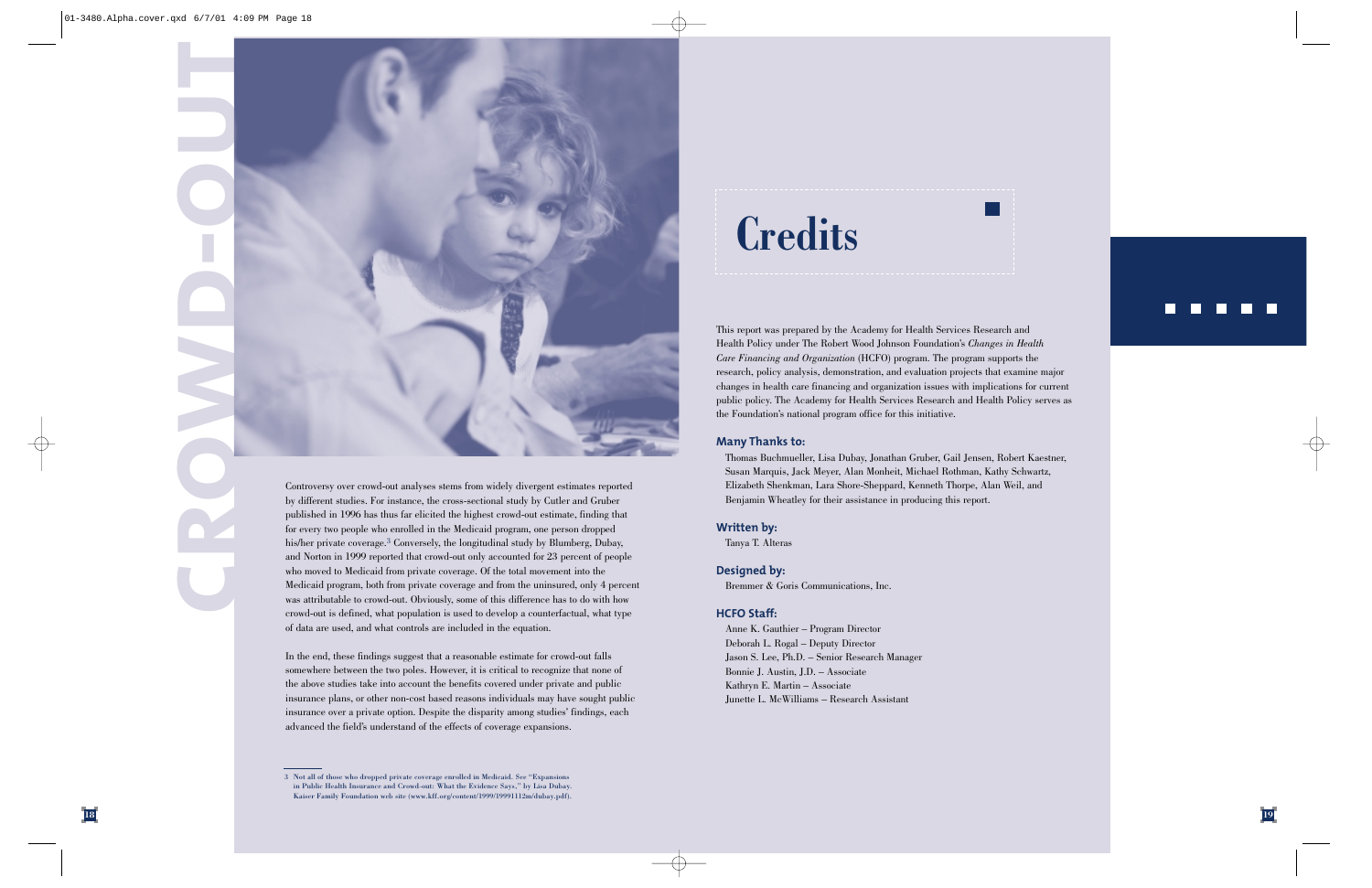CROWD-OUT

Controversy over crowd-out analyses stems from widely divergent estimates reported by different studies. For instance, the cross-sectional study by Cutler and Gruber published in 1996 has thus far elicited the highest crowd-out estimate, finding that for every two people who enrolled in the Medicaid program, one person dropped his/her private coverage.[3] Conversely, the longitudinal study by Blumberg, Dubay, and Norton in 1999 reported that crowd-out only accounted for 23 percent of people who moved to Medicaid from private coverage. Of the total movement into the Medicaid program, both from private coverage and from the uninsured, only 4 percent was attributable to crowd-out. Obviously, some of this difference has to do with how crowd-out is defined, what population is used to develop a counterfactual, what type of data are used, and what controls are included in the equation.

In the end, these findings suggest that a reasonable estimate for crowd-out falls somewhere between the two poles. However, it is critical to recognize that none of the above studies take into account the benefits covered under private and public insurance plans, or other non-cost based reasons individuals may have sought public insurance over a private option. Despite the disparity among studies' findings, each advanced the field's understand of the effects of coverage expansions.

3 Not all of those who dropped private coverage enrolled in Medicaid. See "Expansions in Public Health Insurance and Crowd-out: What the Evidence Says," by Lisa Dubay. Kaiser Family Foundation web site (www.kff.org/content/1999/19991112m/dubay.pdf).

# Credits

This report was prepared by the Academy for Health Services Research and Health Policy under The Robert Wood Johnson Foundation's *Changes in Health Care Financing and Organization* (HCFO) program. The program supports the research, policy analysis, demonstration, and evaluation projects that examine major changes in health care financing and organization issues with implications for current public policy. The Academy for Health Services Research and Health Policy serves as the Foundation's national program office for this initiative.

### Many Thanks to:

Thomas Buchmueller, Lisa Dubay, Jonathan Gruber, Gail Jensen, Robert Kaestner, Susan Marquis, Jack Meyer, Alan Monheit, Michael Rothman, Kathy Schwartz, Elizabeth Shenkman, Lara Shore-Sheppard, Kenneth Thorpe, Alan Weil, and Benjamin Wheatley for their assistance in producing this report.

### Written by:

Tanya T. Alteras

### Designed by:

Bremmer & Goris Communications, Inc.

### HCFO Staff:

Anne K. Gauthier – Program Director
Deborah L. Rogal – Deputy Director
Jason S. Lee, Ph.D. – Senior Research Manager
Bonnie J. Austin, J.D. – Associate
Kathryn E. Martin – Associate
Junette L. McWilliams – Research Assistant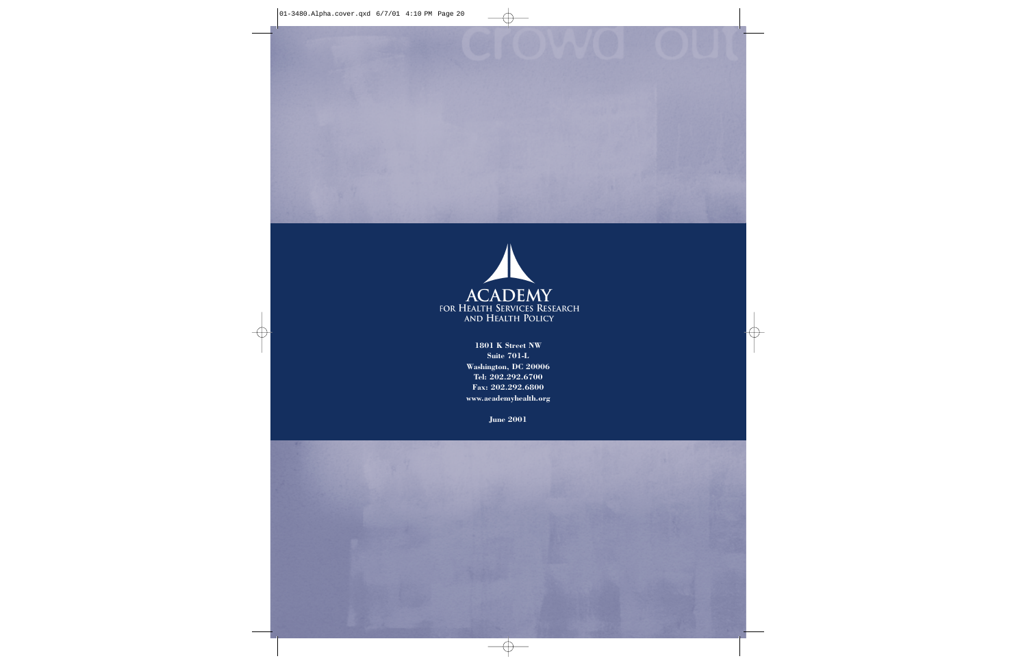ACADEMY
FOR HEALTH SERVICES RESEARCH
AND HEALTH POLICY

**1801 K Street NW**
**Suite 701-L**
**Washington, DC 20006**
**Tel: 202.292.6700**
**Fax: 202.292.6800**
**www.academyhealth.org**

**June 2001**